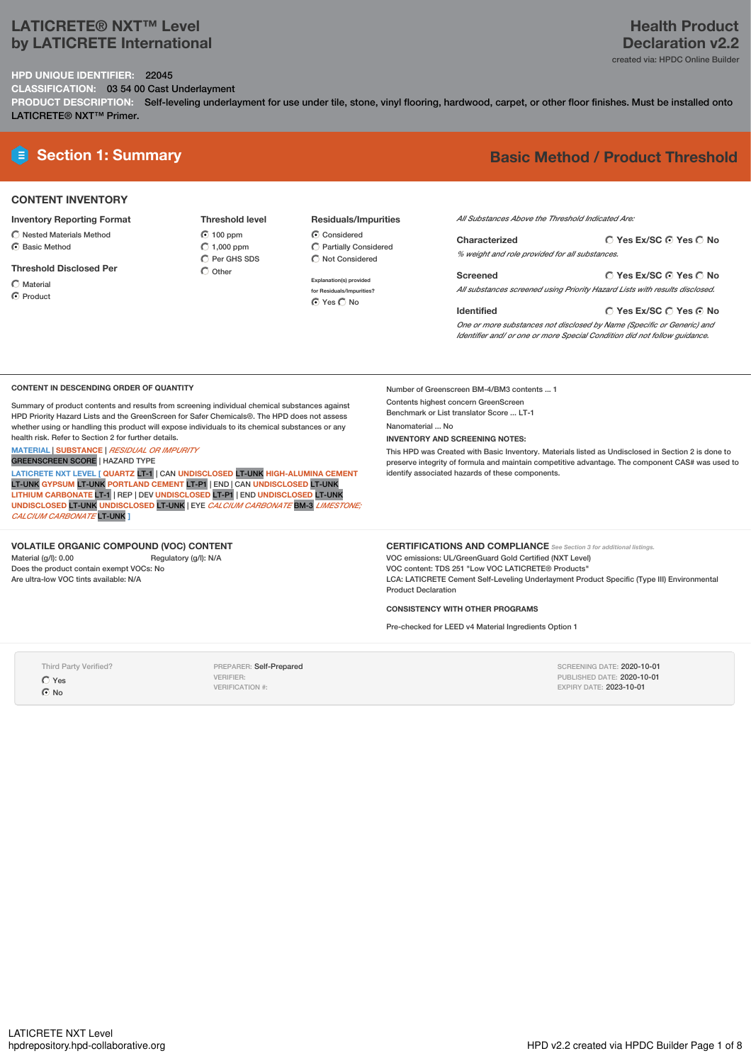# LATICRETE® NXT™ Level by LATICRETE International

**Health Product Declaration v2.2**
created via: HPDC Online Builder

**HPD UNIQUE IDENTIFIER:** 22045

**CLASSIFICATION:** 03 54 00 Cast Underlayment

**PRODUCT DESCRIPTION:** Self-leveling underlayment for use under tile, stone, vinyl flooring, hardwood, carpet, or other floor finishes. Must be installed onto LATICRETE® NXT™ Primer.

## Section 1: Summary

**Basic Method / Product Threshold**

### CONTENT INVENTORY

**Inventory Reporting Format**
- ○ Nested Materials Method
- ⦿ Basic Method

**Threshold Disclosed Per**
- ○ Material
- ⦿ Product

**Threshold level**
- ⦿ 100 ppm
- ○ 1,000 ppm
- ○ Per GHS SDS
- ○ Other

**Residuals/Impurities**
- ⦿ Considered
- ○ Partially Considered
- ○ Not Considered

Explanation(s) provided for Residuals/Impurities?
⦿ Yes ○ No

*All Substances Above the Threshold Indicated Are:*

**Characterized** ○ Yes Ex/SC ⦿ Yes ○ No
*% weight and role provided for all substances.*

**Screened** ○ Yes Ex/SC ⦿ Yes ○ No
*All substances screened using Priority Hazard Lists with results disclosed.*

**Identified** ○ Yes Ex/SC ○ Yes ⦿ No
*One or more substances not disclosed by Name (Specific or Generic) and Identifier and/ or one or more Special Condition did not follow guidance.*

### CONTENT IN DESCENDING ORDER OF QUANTITY

Summary of product contents and results from screening individual chemical substances against HPD Priority Hazard Lists and the GreenScreen for Safer Chemicals®. The HPD does not assess whether using or handling this product will expose individuals to its chemical substances or any health risk. Refer to Section 2 for further details.

MATERIAL | SUBSTANCE | *RESIDUAL OR IMPURITY*
GREENSCREEN SCORE | HAZARD TYPE

LATICRETE NXT LEVEL [ QUARTZ LT-1 | CAN UNDISCLOSED LT-UNK HIGH-ALUMINA CEMENT LT-UNK GYPSUM LT-UNK PORTLAND CEMENT LT-P1 | END | CAN UNDISCLOSED LT-UNK LITHIUM CARBONATE LT-1 | REP | DEV UNDISCLOSED LT-P1 | END UNDISCLOSED LT-UNK UNDISCLOSED LT-UNK UNDISCLOSED LT-UNK | EYE *CALCIUM CARBONATE* BM-3 *LIMESTONE; CALCIUM CARBONATE* LT-UNK ]

Number of Greenscreen BM-4/BM3 contents ... 1

Contents highest concern GreenScreen Benchmark or List translator Score ... LT-1

Nanomaterial ... No

**INVENTORY AND SCREENING NOTES:**

This HPD was Created with Basic Inventory. Materials listed as Undisclosed in Section 2 is done to preserve integrity of formula and maintain competitive advantage. The component CAS# was used to identify associated hazards of these components.

### VOLATILE ORGANIC COMPOUND (VOC) CONTENT

Material (g/l): 0.00
Regulatory (g/l): N/A
Does the product contain exempt VOCs: No
Are ultra-low VOC tints available: N/A

### CERTIFICATIONS AND COMPLIANCE

*See Section 3 for additional listings.*

VOC emissions: UL/GreenGuard Gold Certified (NXT Level)
VOC content: TDS 251 "Low VOC LATICRETE® Products"
LCA: LATICRETE Cement Self-Leveling Underlayment Product Specific (Type III) Environmental Product Declaration

### CONSISTENCY WITH OTHER PROGRAMS

Pre-checked for LEED v4 Material Ingredients Option 1

Third Party Verified?
- ○ Yes
- ⦿ No

PREPARER: Self-Prepared
VERIFIER:
VERIFICATION #:

SCREENING DATE: 2020-10-01
PUBLISHED DATE: 2020-10-01
EXPIRY DATE: 2023-10-01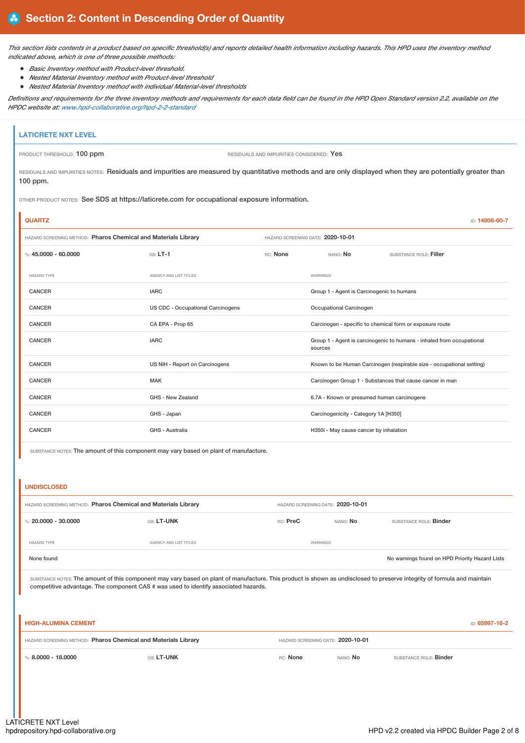## Section 2: Content in Descending Order of Quantity

*This section lists contents in a product based on specific threshold(s) and reports detailed health information including hazards. This HPD uses the inventory method indicated above, which is one of three possible methods:*

- *Basic Inventory method with Product-level threshold.*
- *Nested Material Inventory method with Product-level threshold*
- *Nested Material Inventory method with individual Material-level thresholds*

*Definitions and requirements for the three inventory methods and requirements for each data field can be found in the HPD Open Standard version 2.2, available on the HPDC website at: www.hpd-collaborative.org/hpd-2-2-standard*

### LATICRETE NXT LEVEL

PRODUCT THRESHOLD: 100 ppm

RESIDUALS AND IMPURITIES CONSIDERED: Yes

RESIDUALS AND IMPURITIES NOTES: Residuals and impurities are measured by quantitative methods and are only displayed when they are potentially greater than 100 ppm.

OTHER PRODUCT NOTES: See SDS at https://laticrete.com for occupational exposure information.

#### QUARTZ

ID: 14808-60-7

HAZARD SCREENING METHOD: **Pharos Chemical and Materials Library**

HAZARD SCREENING DATE: **2020-10-01**

%: **45.0000 - 60.0000** | GS: **LT-1** | RC: **None** | NANO: **No** | SUBSTANCE ROLE: **Filler**

| HAZARD TYPE | AGENCY AND LIST TITLES | WARNINGS |
|---|---|---|
| CANCER | IARC | Group 1 - Agent is Carcinogenic to humans |
| CANCER | US CDC - Occupational Carcinogens | Occupational Carcinogen |
| CANCER | CA EPA - Prop 65 | Carcinogen - specific to chemical form or exposure route |
| CANCER | IARC | Group 1 - Agent is carcinogenic to humans - inhaled from occupational sources |
| CANCER | US NIH - Report on Carcinogens | Known to be Human Carcinogen (respirable size - occupational setting) |
| CANCER | MAK | Carcinogen Group 1 - Substances that cause cancer in man |
| CANCER | GHS - New Zealand | 6.7A - Known or presumed human carcinogens |
| CANCER | GHS - Japan | Carcinogenicity - Category 1A [H350] |
| CANCER | GHS - Australia | H350i - May cause cancer by inhalation |

SUBSTANCE NOTES: The amount of this component may vary based on plant of manufacture.

#### UNDISCLOSED

HAZARD SCREENING METHOD: **Pharos Chemical and Materials Library**

HAZARD SCREENING DATE: **2020-10-01**

%: **20.0000 - 30.0000** | GS: **LT-UNK** | RC: **PreC** | NANO: **No** | SUBSTANCE ROLE: **Binder**

| HAZARD TYPE | AGENCY AND LIST TITLES | WARNINGS |
|---|---|---|
| None found | | No warnings found on HPD Priority Hazard Lists |

SUBSTANCE NOTES: The amount of this component may vary based on plant of manufacture. This product is shown as undisclosed to preserve integrity of formula and maintain competitive advantage. The component CAS # was used to identify associated hazards.

#### HIGH-ALUMINA CEMENT

ID: 65997-16-2

HAZARD SCREENING METHOD: **Pharos Chemical and Materials Library**

HAZARD SCREENING DATE: **2020-10-01**

%: **8.0000 - 18.0000** | GS: **LT-UNK** | RC: **None** | NANO: **No** | SUBSTANCE ROLE: **Binder**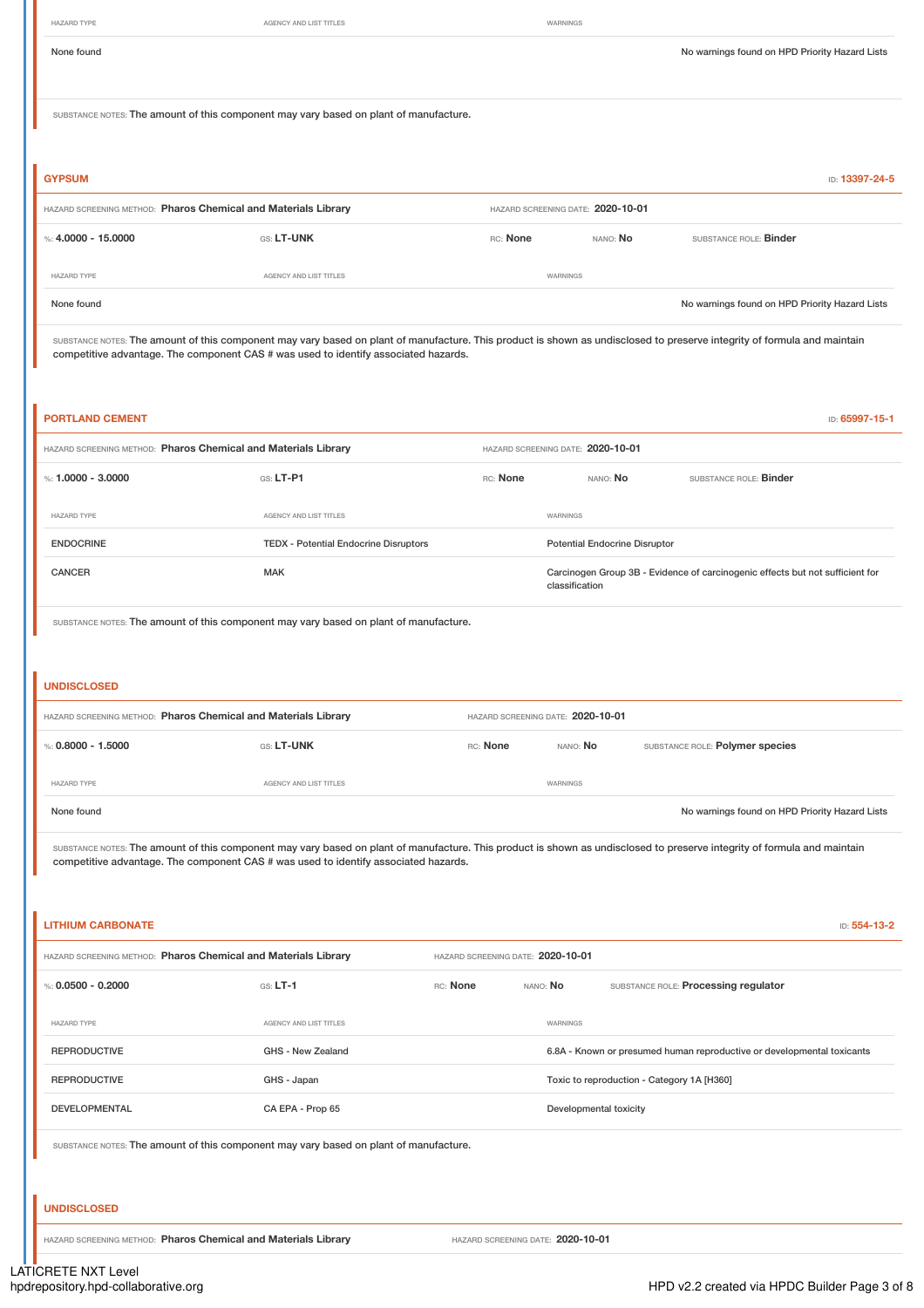| HAZARD TYPE | AGENCY AND LIST TITLES | WARNINGS |
|---|---|---|
| None found | | No warnings found on HPD Priority Hazard Lists |

SUBSTANCE NOTES: The amount of this component may vary based on plant of manufacture.

## GYPSUM

ID: 13397-24-5

HAZARD SCREENING METHOD: **Pharos Chemical and Materials Library** HAZARD SCREENING DATE: **2020-10-01**

%: **4.0000 - 15.0000** GS: **LT-UNK** RC: **None** NANO: **No** SUBSTANCE ROLE: **Binder**

| HAZARD TYPE | AGENCY AND LIST TITLES | WARNINGS |
|---|---|---|
| None found | | No warnings found on HPD Priority Hazard Lists |

SUBSTANCE NOTES: The amount of this component may vary based on plant of manufacture. This product is shown as undisclosed to preserve integrity of formula and maintain competitive advantage. The component CAS # was used to identify associated hazards.

## PORTLAND CEMENT

ID: 65997-15-1

HAZARD SCREENING METHOD: **Pharos Chemical and Materials Library** HAZARD SCREENING DATE: **2020-10-01**

%: **1.0000 - 3.0000** GS: **LT-P1** RC: **None** NANO: **No** SUBSTANCE ROLE: **Binder**

| HAZARD TYPE | AGENCY AND LIST TITLES | WARNINGS |
|---|---|---|
| ENDOCRINE | TEDX - Potential Endocrine Disruptors | Potential Endocrine Disruptor |
| CANCER | MAK | Carcinogen Group 3B - Evidence of carcinogenic effects but not sufficient for classification |

SUBSTANCE NOTES: The amount of this component may vary based on plant of manufacture.

## UNDISCLOSED

HAZARD SCREENING METHOD: **Pharos Chemical and Materials Library** HAZARD SCREENING DATE: **2020-10-01**

%: **0.8000 - 1.5000** GS: **LT-UNK** RC: **None** NANO: **No** SUBSTANCE ROLE: **Polymer species**

| HAZARD TYPE | AGENCY AND LIST TITLES | WARNINGS |
|---|---|---|
| None found | | No warnings found on HPD Priority Hazard Lists |

SUBSTANCE NOTES: The amount of this component may vary based on plant of manufacture. This product is shown as undisclosed to preserve integrity of formula and maintain competitive advantage. The component CAS # was used to identify associated hazards.

## LITHIUM CARBONATE

ID: 554-13-2

HAZARD SCREENING METHOD: **Pharos Chemical and Materials Library** HAZARD SCREENING DATE: **2020-10-01**

%: **0.0500 - 0.2000** GS: **LT-1** RC: **None** NANO: **No** SUBSTANCE ROLE: **Processing regulator**

| HAZARD TYPE | AGENCY AND LIST TITLES | WARNINGS |
|---|---|---|
| REPRODUCTIVE | GHS - New Zealand | 6.8A - Known or presumed human reproductive or developmental toxicants |
| REPRODUCTIVE | GHS - Japan | Toxic to reproduction - Category 1A [H360] |
| DEVELOPMENTAL | CA EPA - Prop 65 | Developmental toxicity |

SUBSTANCE NOTES: The amount of this component may vary based on plant of manufacture.

## UNDISCLOSED

HAZARD SCREENING METHOD: **Pharos Chemical and Materials Library** HAZARD SCREENING DATE: **2020-10-01**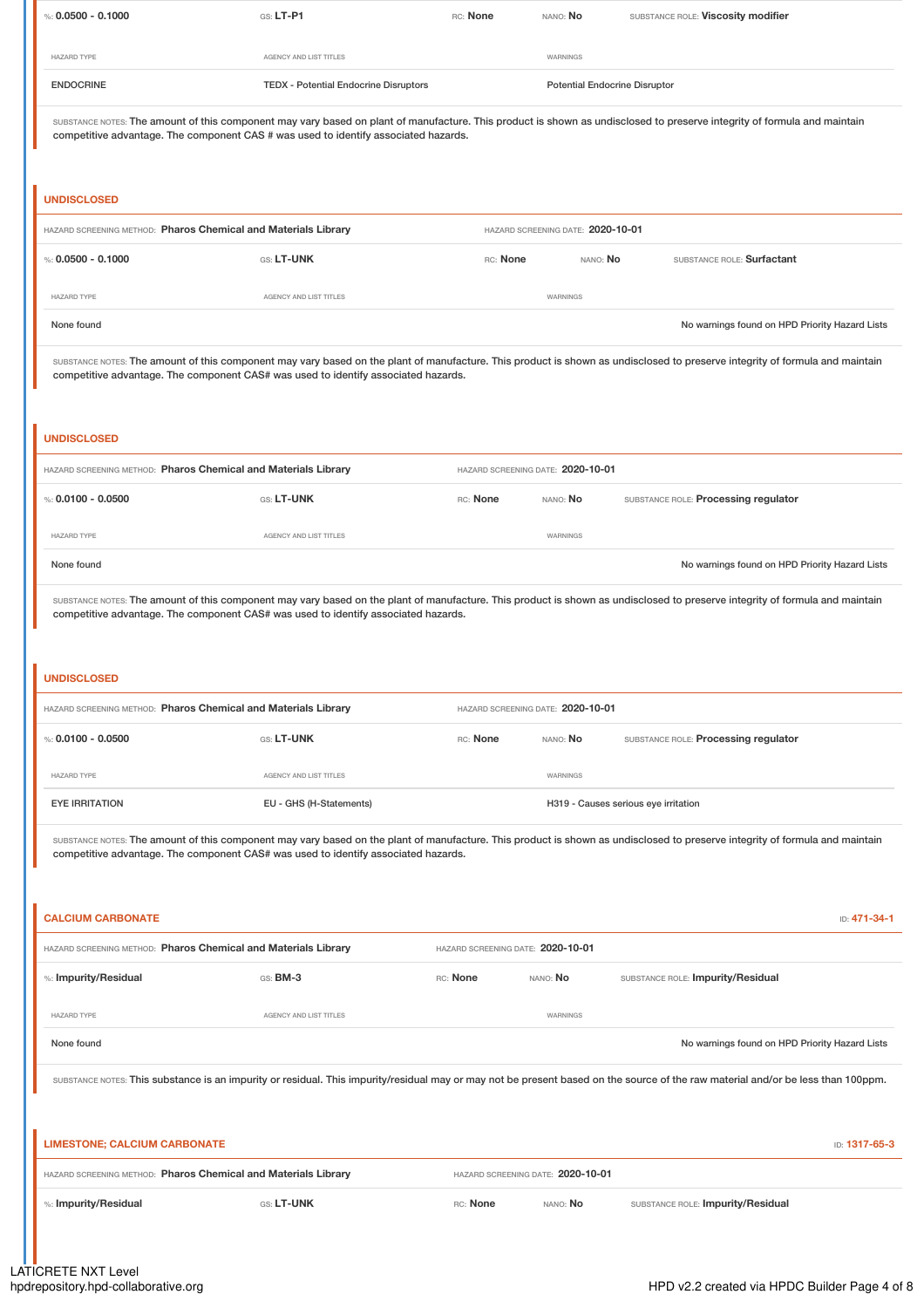%: **0.0500 - 0.1000** | GS: **LT-P1** | RC: **None** | NANO: **No** | SUBSTANCE ROLE: **Viscosity modifier**

| HAZARD TYPE | AGENCY AND LIST TITLES | WARNINGS |
|---|---|---|
| ENDOCRINE | TEDX - Potential Endocrine Disruptors | Potential Endocrine Disruptor |

SUBSTANCE NOTES: The amount of this component may vary based on plant of manufacture. This product is shown as undisclosed to preserve integrity of formula and maintain competitive advantage. The component CAS # was used to identify associated hazards.

## UNDISCLOSED

HAZARD SCREENING METHOD: **Pharos Chemical and Materials Library** | HAZARD SCREENING DATE: **2020-10-01**

%: **0.0500 - 0.1000** | GS: **LT-UNK** | RC: **None** | NANO: **No** | SUBSTANCE ROLE: **Surfactant**

| HAZARD TYPE | AGENCY AND LIST TITLES | WARNINGS |
|---|---|---|
| None found | | No warnings found on HPD Priority Hazard Lists |

SUBSTANCE NOTES: The amount of this component may vary based on the plant of manufacture. This product is shown as undisclosed to preserve integrity of formula and maintain competitive advantage. The component CAS# was used to identify associated hazards.

## UNDISCLOSED

HAZARD SCREENING METHOD: **Pharos Chemical and Materials Library** | HAZARD SCREENING DATE: **2020-10-01**

%: **0.0100 - 0.0500** | GS: **LT-UNK** | RC: **None** | NANO: **No** | SUBSTANCE ROLE: **Processing regulator**

| HAZARD TYPE | AGENCY AND LIST TITLES | WARNINGS |
|---|---|---|
| None found | | No warnings found on HPD Priority Hazard Lists |

SUBSTANCE NOTES: The amount of this component may vary based on the plant of manufacture. This product is shown as undisclosed to preserve integrity of formula and maintain competitive advantage. The component CAS# was used to identify associated hazards.

## UNDISCLOSED

HAZARD SCREENING METHOD: **Pharos Chemical and Materials Library** | HAZARD SCREENING DATE: **2020-10-01**

%: **0.0100 - 0.0500** | GS: **LT-UNK** | RC: **None** | NANO: **No** | SUBSTANCE ROLE: **Processing regulator**

| HAZARD TYPE | AGENCY AND LIST TITLES | WARNINGS |
|---|---|---|
| EYE IRRITATION | EU - GHS (H-Statements) | H319 - Causes serious eye irritation |

SUBSTANCE NOTES: The amount of this component may vary based on the plant of manufacture. This product is shown as undisclosed to preserve integrity of formula and maintain competitive advantage. The component CAS# was used to identify associated hazards.

## CALCIUM CARBONATE

ID: **471-34-1**

HAZARD SCREENING METHOD: **Pharos Chemical and Materials Library** | HAZARD SCREENING DATE: **2020-10-01**

%: **Impurity/Residual** | GS: **BM-3** | RC: **None** | NANO: **No** | SUBSTANCE ROLE: **Impurity/Residual**

| HAZARD TYPE | AGENCY AND LIST TITLES | WARNINGS |
|---|---|---|
| None found | | No warnings found on HPD Priority Hazard Lists |

SUBSTANCE NOTES: This substance is an impurity or residual. This impurity/residual may or may not be present based on the source of the raw material and/or be less than 100ppm.

## LIMESTONE; CALCIUM CARBONATE

ID: **1317-65-3**

HAZARD SCREENING METHOD: **Pharos Chemical and Materials Library** | HAZARD SCREENING DATE: **2020-10-01**

%: **Impurity/Residual** | GS: **LT-UNK** | RC: **None** | NANO: **No** | SUBSTANCE ROLE: **Impurity/Residual**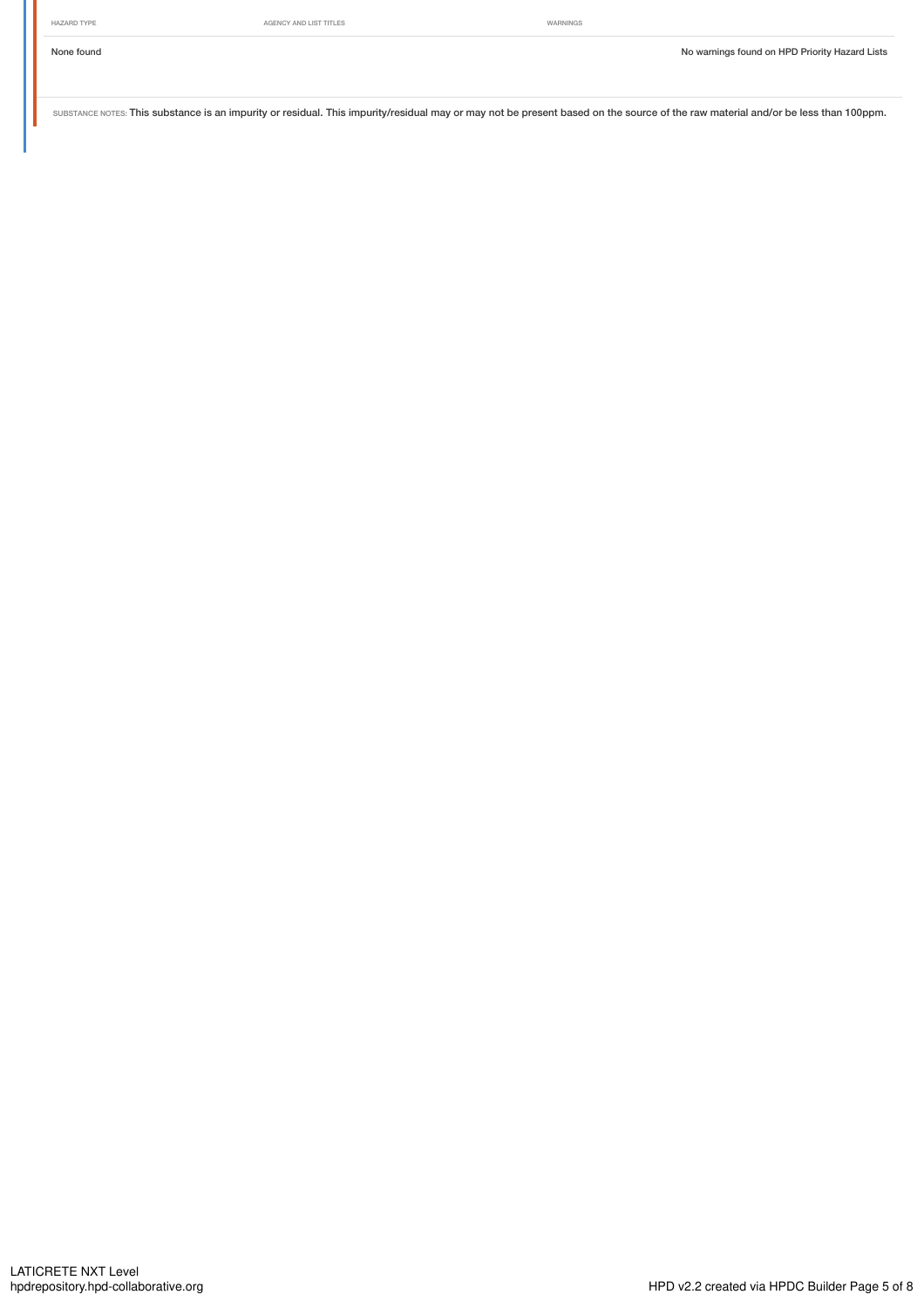| HAZARD TYPE | AGENCY AND LIST TITLES | WARNINGS |
| --- | --- | --- |
| None found | | No warnings found on HPD Priority Hazard Lists |

SUBSTANCE NOTES: This substance is an impurity or residual. This impurity/residual may or may not be present based on the source of the raw material and/or be less than 100ppm.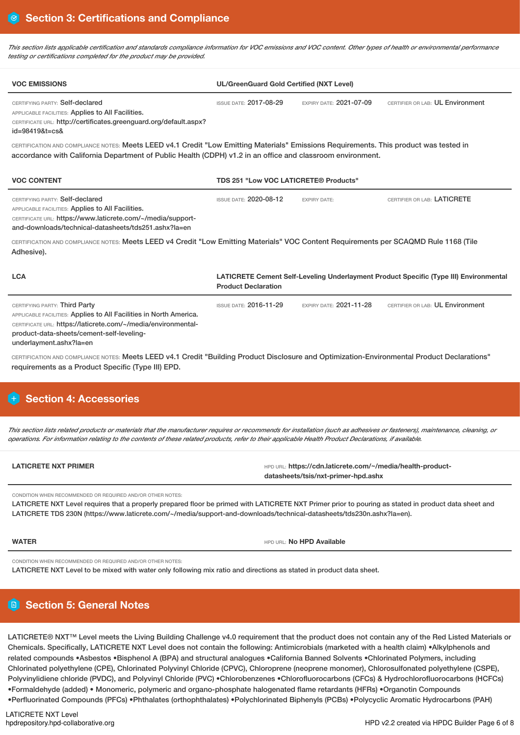## Section 3: Certifications and Compliance

*This section lists applicable certification and standards compliance information for VOC emissions and VOC content. Other types of health or environmental performance testing or certifications completed for the product may be provided.*

| VOC EMISSIONS | UL/GreenGuard Gold Certified (NXT Level) | | |
|---|---|---|---|
| CERTIFYING PARTY: Self-declared<br>APPLICABLE FACILITIES: Applies to All Facilities.<br>CERTIFICATE URL: http://certificates.greenguard.org/default.aspx?id=98419&t=cs& | ISSUE DATE: 2017-08-29 | EXPIRY DATE: 2021-07-09 | CERTIFIER OR LAB: UL Environment |

CERTIFICATION AND COMPLIANCE NOTES: Meets LEED v4.1 Credit "Low Emitting Materials" Emissions Requirements. This product was tested in accordance with California Department of Public Health (CDPH) v1.2 in an office and classroom environment.

| VOC CONTENT | TDS 251 "Low VOC LATICRETE® Products" | | |
|---|---|---|---|
| CERTIFYING PARTY: Self-declared<br>APPLICABLE FACILITIES: Applies to All Facilities.<br>CERTIFICATE URL: https://www.laticrete.com/~/media/support-and-downloads/technical-datasheets/tds251.ashx?la=en | ISSUE DATE: 2020-08-12 | EXPIRY DATE: | CERTIFIER OR LAB: LATICRETE |

CERTIFICATION AND COMPLIANCE NOTES: Meets LEED v4 Credit "Low Emitting Materials" VOC Content Requirements per SCAQMD Rule 1168 (Tile Adhesive).

| LCA | LATICRETE Cement Self-Leveling Underlayment Product Specific (Type III) Environmental Product Declaration | | |
|---|---|---|---|
| CERTIFYING PARTY: Third Party<br>APPLICABLE FACILITIES: Applies to All Facilities in North America.<br>CERTIFICATE URL: https://laticrete.com/~/media/environmental-product-data-sheets/cement-self-leveling-underlayment.ashx?la=en | ISSUE DATE: 2016-11-29 | EXPIRY DATE: 2021-11-28 | CERTIFIER OR LAB: UL Environment |

CERTIFICATION AND COMPLIANCE NOTES: Meets LEED v4.1 Credit "Building Product Disclosure and Optimization-Environmental Product Declarations" requirements as a Product Specific (Type III) EPD.

## Section 4: Accessories

*This section lists related products or materials that the manufacturer requires or recommends for installation (such as adhesives or fasteners), maintenance, cleaning, or operations. For information relating to the contents of these related products, refer to their applicable Health Product Declarations, if available.*

| LATICRETE NXT PRIMER | HPD URL: https://cdn.laticrete.com/~/media/health-product-datasheets/tsis/nxt-primer-hpd.ashx |
|---|---|

CONDITION WHEN RECOMMENDED OR REQUIRED AND/OR OTHER NOTES:
LATICRETE NXT Level requires that a properly prepared floor be primed with LATICRETE NXT Primer prior to pouring as stated in product data sheet and LATICRETE TDS 230N (https://www.laticrete.com/~/media/support-and-downloads/technical-datasheets/tds230n.ashx?la=en).

| WATER | HPD URL: No HPD Available |
|---|---|

CONDITION WHEN RECOMMENDED OR REQUIRED AND/OR OTHER NOTES:
LATICRETE NXT Level to be mixed with water only following mix ratio and directions as stated in product data sheet.

## Section 5: General Notes

LATICRETE® NXT™ Level meets the Living Building Challenge v4.0 requirement that the product does not contain any of the Red Listed Materials or Chemicals. Specifically, LATICRETE NXT Level does not contain the following: Antimicrobials (marketed with a health claim) •Alkylphenols and related compounds •Asbestos •Bisphenol A (BPA) and structural analogues •California Banned Solvents •Chlorinated Polymers, including Chlorinated polyethylene (CPE), Chlorinated Polyvinyl Chloride (CPVC), Chloroprene (neoprene monomer), Chlorosulfonated polyethylene (CSPE), Polyvinylidiene chloride (PVDC), and Polyvinyl Chloride (PVC) •Chlorobenzenes •Chlorofluorocarbons (CFCs) & Hydrochlorofluorocarbons (HCFCs) •Formaldehyde (added) • Monomeric, polymeric and organo-phosphate halogenated flame retardants (HFRs) •Organotin Compounds •Perfluorinated Compounds (PFCs) •Phthalates (orthophthalates) •Polychlorinated Biphenyls (PCBs) •Polycyclic Aromatic Hydrocarbons (PAH)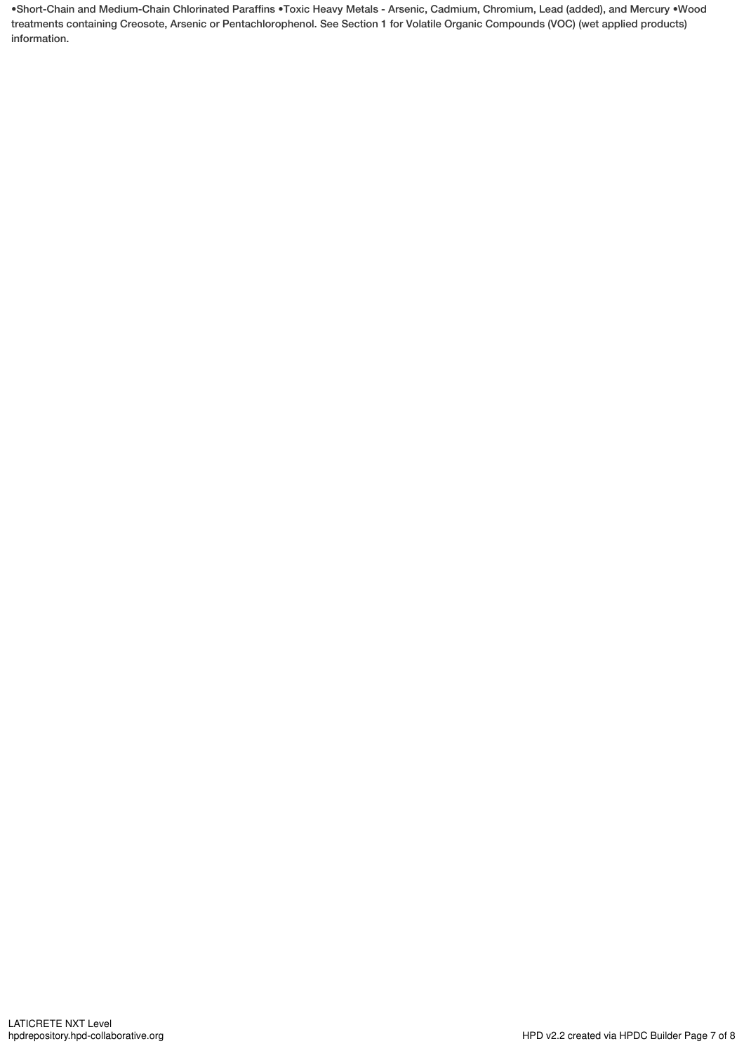•Short-Chain and Medium-Chain Chlorinated Paraffins •Toxic Heavy Metals - Arsenic, Cadmium, Chromium, Lead (added), and Mercury •Wood treatments containing Creosote, Arsenic or Pentachlorophenol. See Section 1 for Volatile Organic Compounds (VOC) (wet applied products) information.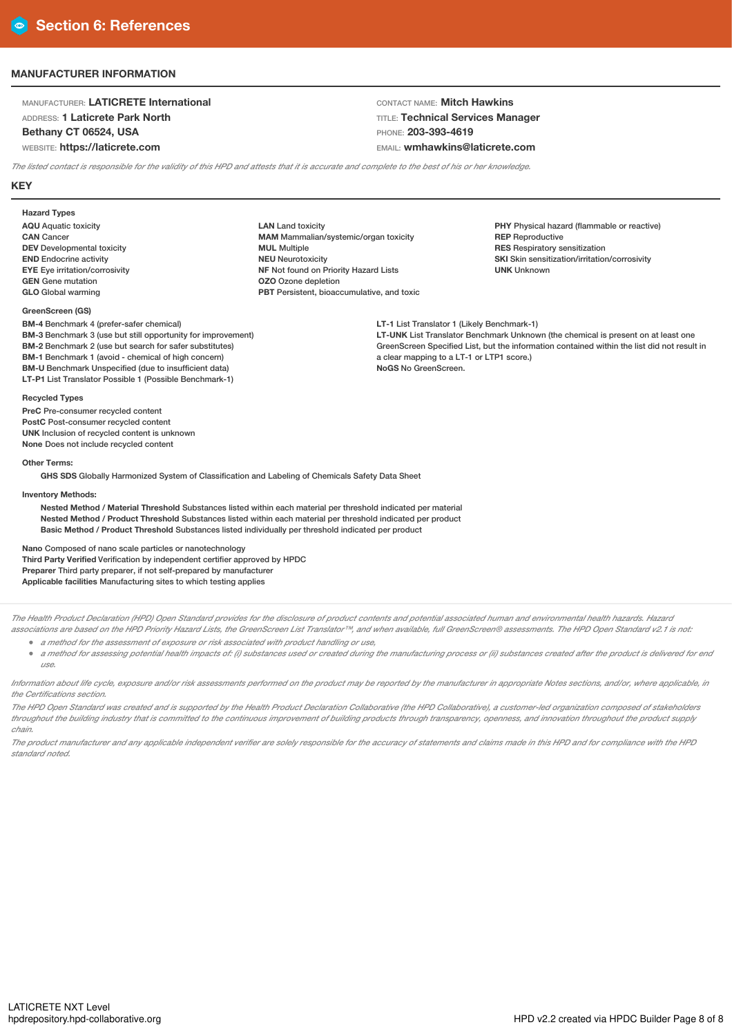# Section 6: References

## MANUFACTURER INFORMATION

MANUFACTURER: **LATICRETE International**
ADDRESS: **1 Laticrete Park North**
**Bethany CT 06524, USA**
WEBSITE: **https://laticrete.com**

CONTACT NAME: **Mitch Hawkins**
TITLE: **Technical Services Manager**
PHONE: **203-393-4619**
EMAIL: **wmhawkins@laticrete.com**

*The listed contact is responsible for the validity of this HPD and attests that it is accurate and complete to the best of his or her knowledge.*

## KEY

**Hazard Types**

**AQU** Aquatic toxicity
**CAN** Cancer
**DEV** Developmental toxicity
**END** Endocrine activity
**EYE** Eye irritation/corrosivity
**GEN** Gene mutation
**GLO** Global warming
**LAN** Land toxicity
**MAM** Mammalian/systemic/organ toxicity
**MUL** Multiple
**NEU** Neurotoxicity
**NF** Not found on Priority Hazard Lists
**OZO** Ozone depletion
**PBT** Persistent, bioaccumulative, and toxic
**PHY** Physical hazard (flammable or reactive)
**REP** Reproductive
**RES** Respiratory sensitization
**SKI** Skin sensitization/irritation/corrosivity
**UNK** Unknown

**GreenScreen (GS)**

**BM-4** Benchmark 4 (prefer-safer chemical)
**BM-3** Benchmark 3 (use but still opportunity for improvement)
**BM-2** Benchmark 2 (use but search for safer substitutes)
**BM-1** Benchmark 1 (avoid - chemical of high concern)
**BM-U** Benchmark Unspecified (due to insufficient data)
**LT-P1** List Translator Possible 1 (Possible Benchmark-1)
**LT-1** List Translator 1 (Likely Benchmark-1)
**LT-UNK** List Translator Benchmark Unknown (the chemical is present on at least one GreenScreen Specified List, but the information contained within the list did not result in a clear mapping to a LT-1 or LTP1 score.)
**NoGS** No GreenScreen.

**Recycled Types**

**PreC** Pre-consumer recycled content
**PostC** Post-consumer recycled content
**UNK** Inclusion of recycled content is unknown
**None** Does not include recycled content

**Other Terms:**

**GHS SDS** Globally Harmonized System of Classification and Labeling of Chemicals Safety Data Sheet

**Inventory Methods:**

**Nested Method / Material Threshold** Substances listed within each material per threshold indicated per material
**Nested Method / Product Threshold** Substances listed within each material per threshold indicated per product
**Basic Method / Product Threshold** Substances listed individually per threshold indicated per product

**Nano** Composed of nano scale particles or nanotechnology
**Third Party Verified** Verification by independent certifier approved by HPDC
**Preparer** Third party preparer, if not self-prepared by manufacturer
**Applicable facilities** Manufacturing sites to which testing applies

*The Health Product Declaration (HPD) Open Standard provides for the disclosure of product contents and potential associated human and environmental health hazards. Hazard associations are based on the HPD Priority Hazard Lists, the GreenScreen List Translator™, and when available, full GreenScreen® assessments. The HPD Open Standard v2.1 is not:*

- *a method for the assessment of exposure or risk associated with product handling or use,*
- *a method for assessing potential health impacts of: (i) substances used or created during the manufacturing process or (ii) substances created after the product is delivered for end use.*

*Information about life cycle, exposure and/or risk assessments performed on the product may be reported by the manufacturer in appropriate Notes sections, and/or, where applicable, in the Certifications section.*

*The HPD Open Standard was created and is supported by the Health Product Declaration Collaborative (the HPD Collaborative), a customer-led organization composed of stakeholders throughout the building industry that is committed to the continuous improvement of building products through transparency, openness, and innovation throughout the product supply chain.*

*The product manufacturer and any applicable independent verifier are solely responsible for the accuracy of statements and claims made in this HPD and for compliance with the HPD standard noted.*